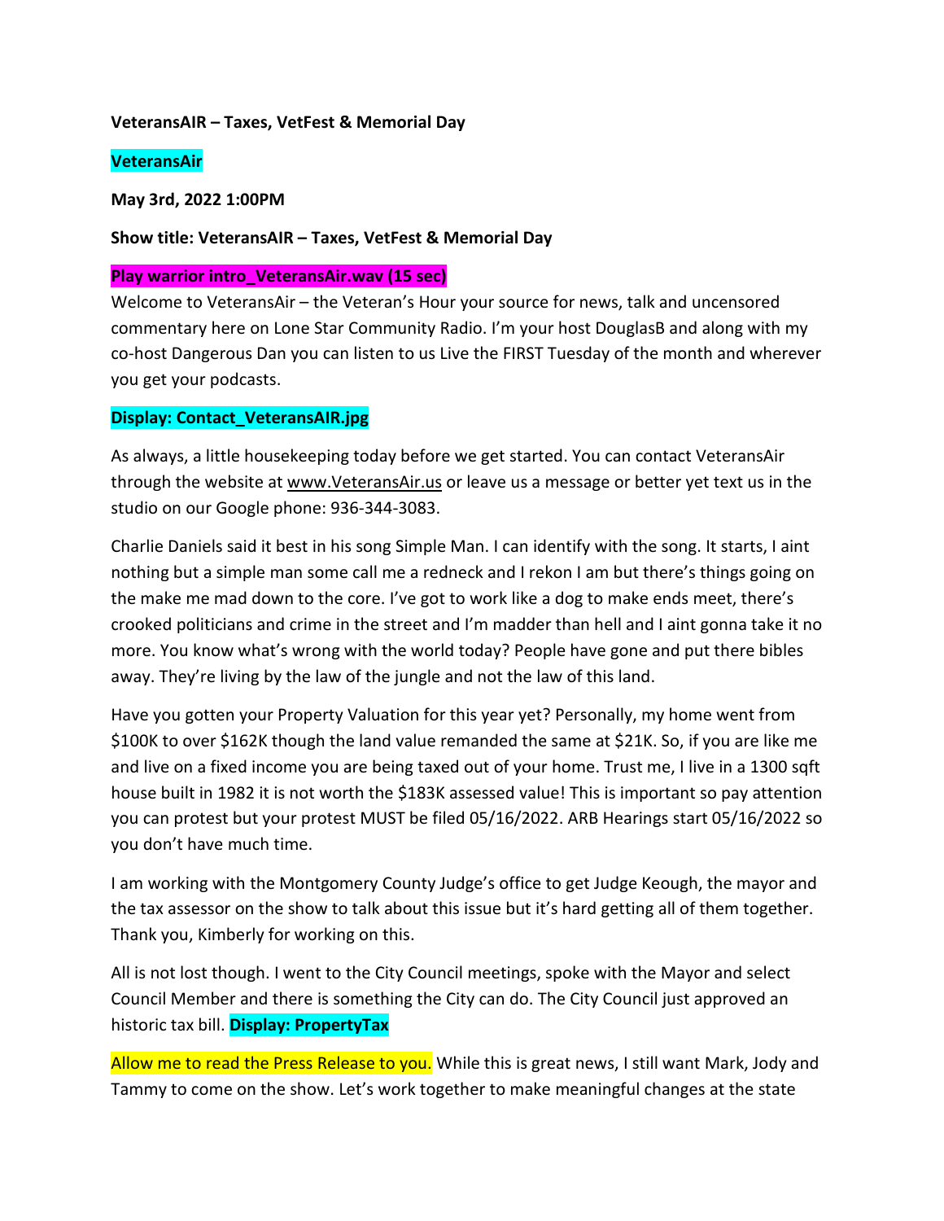**VeteransAIR – Taxes, VetFest & Memorial Day**

**VeteransAir**

**May 3rd, 2022 1:00PM**

**Show title: VeteransAIR – Taxes, VetFest & Memorial Day**

**Play warrior intro_VeteransAir.wav (15 sec)**

Welcome to VeteransAir – the Veteran's Hour your source for news, talk and uncensored commentary here on Lone Star Community Radio. I'm your host DouglasB and along with my co-host Dangerous Dan you can listen to us Live the FIRST Tuesday of the month and wherever you get your podcasts.

**Display: Contact_VeteransAIR.jpg**

As always, a little housekeeping today before we get started. You can contact VeteransAir through the website at www.VeteransAir.us or leave us a message or better yet text us in the studio on our Google phone: 936-344-3083.

Charlie Daniels said it best in his song Simple Man. I can identify with the song. It starts, I aint nothing but a simple man some call me a redneck and I rekon I am but there's things going on the make me mad down to the core. I've got to work like a dog to make ends meet, there's crooked politicians and crime in the street and I'm madder than hell and I aint gonna take it no more. You know what's wrong with the world today? People have gone and put there bibles away. They're living by the law of the jungle and not the law of this land.

Have you gotten your Property Valuation for this year yet? Personally, my home went from $100K to over $162K though the land value remanded the same at $21K. So, if you are like me and live on a fixed income you are being taxed out of your home. Trust me, I live in a 1300 sqft house built in 1982 it is not worth the $183K assessed value! This is important so pay attention you can protest but your protest MUST be filed 05/16/2022. ARB Hearings start 05/16/2022 so you don't have much time.

I am working with the Montgomery County Judge's office to get Judge Keough, the mayor and the tax assessor on the show to talk about this issue but it's hard getting all of them together. Thank you, Kimberly for working on this.

All is not lost though. I went to the City Council meetings, spoke with the Mayor and select Council Member and there is something the City can do. The City Council just approved an historic tax bill. **Display: PropertyTax**

Allow me to read the Press Release to you. While this is great news, I still want Mark, Jody and Tammy to come on the show. Let's work together to make meaningful changes at the state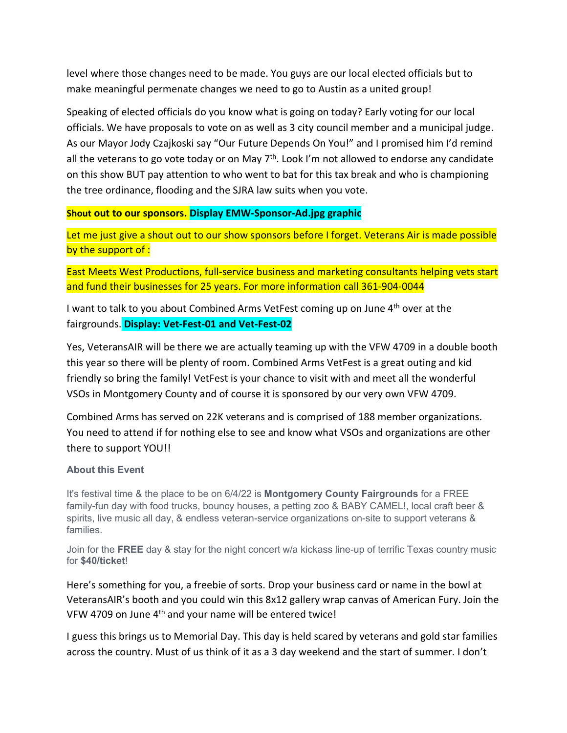level where those changes need to be made. You guys are our local elected officials but to make meaningful permenate changes we need to go to Austin as a united group!

Speaking of elected officials do you know what is going on today? Early voting for our local officials. We have proposals to vote on as well as 3 city council member and a municipal judge. As our Mayor Jody Czajkoski say “Our Future Depends On You!” and I promised him I’d remind all the veterans to go vote today or on May 7th. Look I’m not allowed to endorse any candidate on this show BUT pay attention to who went to bat for this tax break and who is championing the tree ordinance, flooding and the SJRA law suits when you vote.

**Shout out to our sponsors. Display EMW-Sponsor-Ad.jpg graphic**

Let me just give a shout out to our show sponsors before I forget. Veterans Air is made possible by the support of :

East Meets West Productions, full-service business and marketing consultants helping vets start and fund their businesses for 25 years. For more information call 361-904-0044

I want to talk to you about Combined Arms VetFest coming up on June 4th over at the fairgrounds. **Display: Vet-Fest-01 and Vet-Fest-02**

Yes, VeteransAIR will be there we are actually teaming up with the VFW 4709 in a double booth this year so there will be plenty of room. Combined Arms VetFest is a great outing and kid friendly so bring the family! VetFest is your chance to visit with and meet all the wonderful VSOs in Montgomery County and of course it is sponsored by our very own VFW 4709.

Combined Arms has served on 22K veterans and is comprised of 188 member organizations. You need to attend if for nothing else to see and know what VSOs and organizations are other there to support YOU!!

**About this Event**

It's festival time & the place to be on 6/4/22 is **Montgomery County Fairgrounds** for a FREE family-fun day with food trucks, bouncy houses, a petting zoo & BABY CAMEL!, local craft beer & spirits, live music all day, & endless veteran-service organizations on-site to support veterans & families.

Join for the **FREE** day & stay for the night concert w/a kickass line-up of terrific Texas country music for **$40/ticket**!

Here’s something for you, a freebie of sorts. Drop your business card or name in the bowl at VeteransAIR’s booth and you could win this 8x12 gallery wrap canvas of American Fury. Join the VFW 4709 on June 4th and your name will be entered twice!

I guess this brings us to Memorial Day. This day is held scared by veterans and gold star families across the country. Must of us think of it as a 3 day weekend and the start of summer. I don’t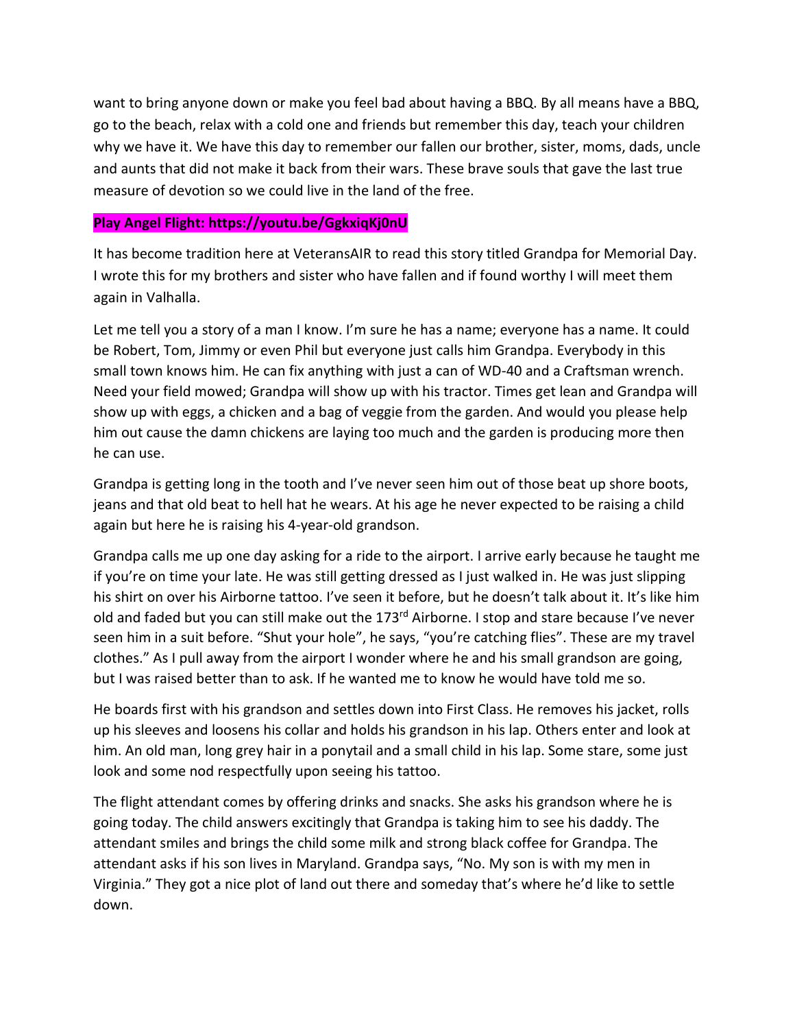want to bring anyone down or make you feel bad about having a BBQ. By all means have a BBQ, go to the beach, relax with a cold one and friends but remember this day, teach your children why we have it. We have this day to remember our fallen our brother, sister, moms, dads, uncle and aunts that did not make it back from their wars. These brave souls that gave the last true measure of devotion so we could live in the land of the free.

**Play Angel Flight: https://youtu.be/GgkxiqKj0nU**

It has become tradition here at VeteransAIR to read this story titled Grandpa for Memorial Day. I wrote this for my brothers and sister who have fallen and if found worthy I will meet them again in Valhalla.

Let me tell you a story of a man I know. I'm sure he has a name; everyone has a name. It could be Robert, Tom, Jimmy or even Phil but everyone just calls him Grandpa. Everybody in this small town knows him. He can fix anything with just a can of WD-40 and a Craftsman wrench. Need your field mowed; Grandpa will show up with his tractor. Times get lean and Grandpa will show up with eggs, a chicken and a bag of veggie from the garden. And would you please help him out cause the damn chickens are laying too much and the garden is producing more then he can use.

Grandpa is getting long in the tooth and I've never seen him out of those beat up shore boots, jeans and that old beat to hell hat he wears. At his age he never expected to be raising a child again but here he is raising his 4-year-old grandson.

Grandpa calls me up one day asking for a ride to the airport. I arrive early because he taught me if you're on time your late. He was still getting dressed as I just walked in. He was just slipping his shirt on over his Airborne tattoo. I've seen it before, but he doesn't talk about it. It's like him old and faded but you can still make out the 173rd Airborne. I stop and stare because I've never seen him in a suit before. "Shut your hole", he says, "you're catching flies". These are my travel clothes." As I pull away from the airport I wonder where he and his small grandson are going, but I was raised better than to ask. If he wanted me to know he would have told me so.

He boards first with his grandson and settles down into First Class. He removes his jacket, rolls up his sleeves and loosens his collar and holds his grandson in his lap. Others enter and look at him. An old man, long grey hair in a ponytail and a small child in his lap. Some stare, some just look and some nod respectfully upon seeing his tattoo.

The flight attendant comes by offering drinks and snacks. She asks his grandson where he is going today. The child answers excitingly that Grandpa is taking him to see his daddy. The attendant smiles and brings the child some milk and strong black coffee for Grandpa. The attendant asks if his son lives in Maryland. Grandpa says, "No. My son is with my men in Virginia." They got a nice plot of land out there and someday that's where he'd like to settle down.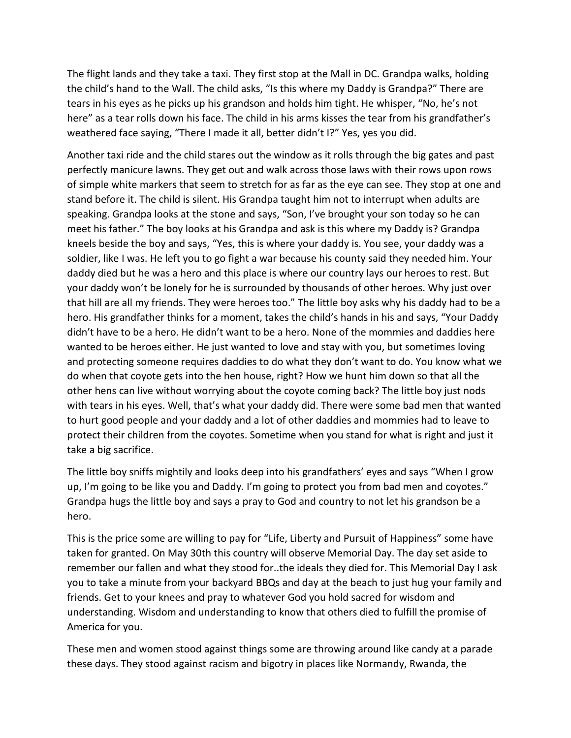The flight lands and they take a taxi. They first stop at the Mall in DC. Grandpa walks, holding the child's hand to the Wall. The child asks, "Is this where my Daddy is Grandpa?" There are tears in his eyes as he picks up his grandson and holds him tight. He whisper, "No, he's not here" as a tear rolls down his face. The child in his arms kisses the tear from his grandfather's weathered face saying, "There I made it all, better didn't I?" Yes, yes you did.

Another taxi ride and the child stares out the window as it rolls through the big gates and past perfectly manicure lawns. They get out and walk across those laws with their rows upon rows of simple white markers that seem to stretch for as far as the eye can see. They stop at one and stand before it. The child is silent. His Grandpa taught him not to interrupt when adults are speaking. Grandpa looks at the stone and says, "Son, I've brought your son today so he can meet his father." The boy looks at his Grandpa and ask is this where my Daddy is? Grandpa kneels beside the boy and says, "Yes, this is where your daddy is. You see, your daddy was a soldier, like I was. He left you to go fight a war because his county said they needed him. Your daddy died but he was a hero and this place is where our country lays our heroes to rest. But your daddy won't be lonely for he is surrounded by thousands of other heroes. Why just over that hill are all my friends. They were heroes too." The little boy asks why his daddy had to be a hero. His grandfather thinks for a moment, takes the child's hands in his and says, "Your Daddy didn't have to be a hero. He didn't want to be a hero. None of the mommies and daddies here wanted to be heroes either. He just wanted to love and stay with you, but sometimes loving and protecting someone requires daddies to do what they don't want to do. You know what we do when that coyote gets into the hen house, right? How we hunt him down so that all the other hens can live without worrying about the coyote coming back? The little boy just nods with tears in his eyes. Well, that's what your daddy did. There were some bad men that wanted to hurt good people and your daddy and a lot of other daddies and mommies had to leave to protect their children from the coyotes. Sometime when you stand for what is right and just it take a big sacrifice.

The little boy sniffs mightily and looks deep into his grandfathers' eyes and says "When I grow up, I'm going to be like you and Daddy. I'm going to protect you from bad men and coyotes." Grandpa hugs the little boy and says a pray to God and country to not let his grandson be a hero.

This is the price some are willing to pay for "Life, Liberty and Pursuit of Happiness" some have taken for granted. On May 30th this country will observe Memorial Day. The day set aside to remember our fallen and what they stood for..the ideals they died for. This Memorial Day I ask you to take a minute from your backyard BBQs and day at the beach to just hug your family and friends. Get to your knees and pray to whatever God you hold sacred for wisdom and understanding. Wisdom and understanding to know that others died to fulfill the promise of America for you.

These men and women stood against things some are throwing around like candy at a parade these days. They stood against racism and bigotry in places like Normandy, Rwanda, the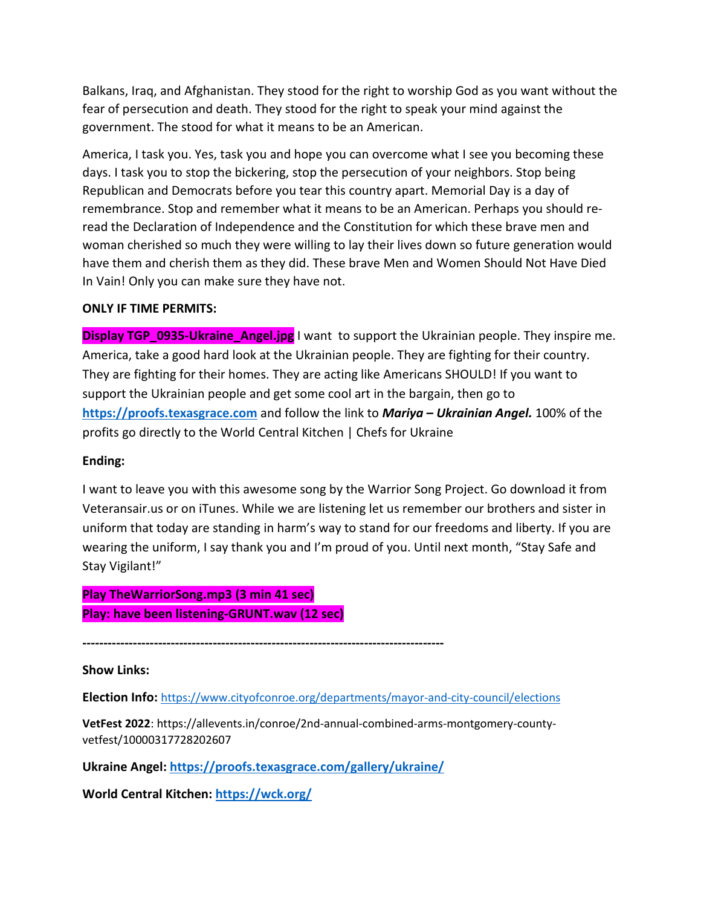Balkans, Iraq, and Afghanistan. They stood for the right to worship God as you want without the fear of persecution and death. They stood for the right to speak your mind against the government. The stood for what it means to be an American.

America, I task you. Yes, task you and hope you can overcome what I see you becoming these days. I task you to stop the bickering, stop the persecution of your neighbors. Stop being Republican and Democrats before you tear this country apart. Memorial Day is a day of remembrance. Stop and remember what it means to be an American. Perhaps you should re-read the Declaration of Independence and the Constitution for which these brave men and woman cherished so much they were willing to lay their lives down so future generation would have them and cherish them as they did. These brave Men and Women Should Not Have Died In Vain! Only you can make sure they have not.

**ONLY IF TIME PERMITS:**

**Display TGP_0935-Ukraine_Angel.jpg** I want to support the Ukrainian people. They inspire me. America, take a good hard look at the Ukrainian people. They are fighting for their country. They are fighting for their homes. They are acting like Americans SHOULD! If you want to support the Ukrainian people and get some cool art in the bargain, then go to **https://proofs.texasgrace.com** and follow the link to ***Mariya – Ukrainian Angel.*** 100% of the profits go directly to the World Central Kitchen | Chefs for Ukraine

**Ending:**

I want to leave you with this awesome song by the Warrior Song Project. Go download it from Veteransair.us or on iTunes. While we are listening let us remember our brothers and sister in uniform that today are standing in harm's way to stand for our freedoms and liberty. If you are wearing the uniform, I say thank you and I'm proud of you. Until next month, "Stay Safe and Stay Vigilant!"

**Play TheWarriorSong.mp3 (3 min 41 sec)**
**Play: have been listening-GRUNT.wav (12 sec)**

**--------------------------------------------------------------------------------------**

**Show Links:**

**Election Info:** https://www.cityofconroe.org/departments/mayor-and-city-council/elections

**VetFest 2022**: https://allevents.in/conroe/2nd-annual-combined-arms-montgomery-county-vetfest/10000317728202607

**Ukraine Angel: https://proofs.texasgrace.com/gallery/ukraine/**

**World Central Kitchen: https://wck.org/**